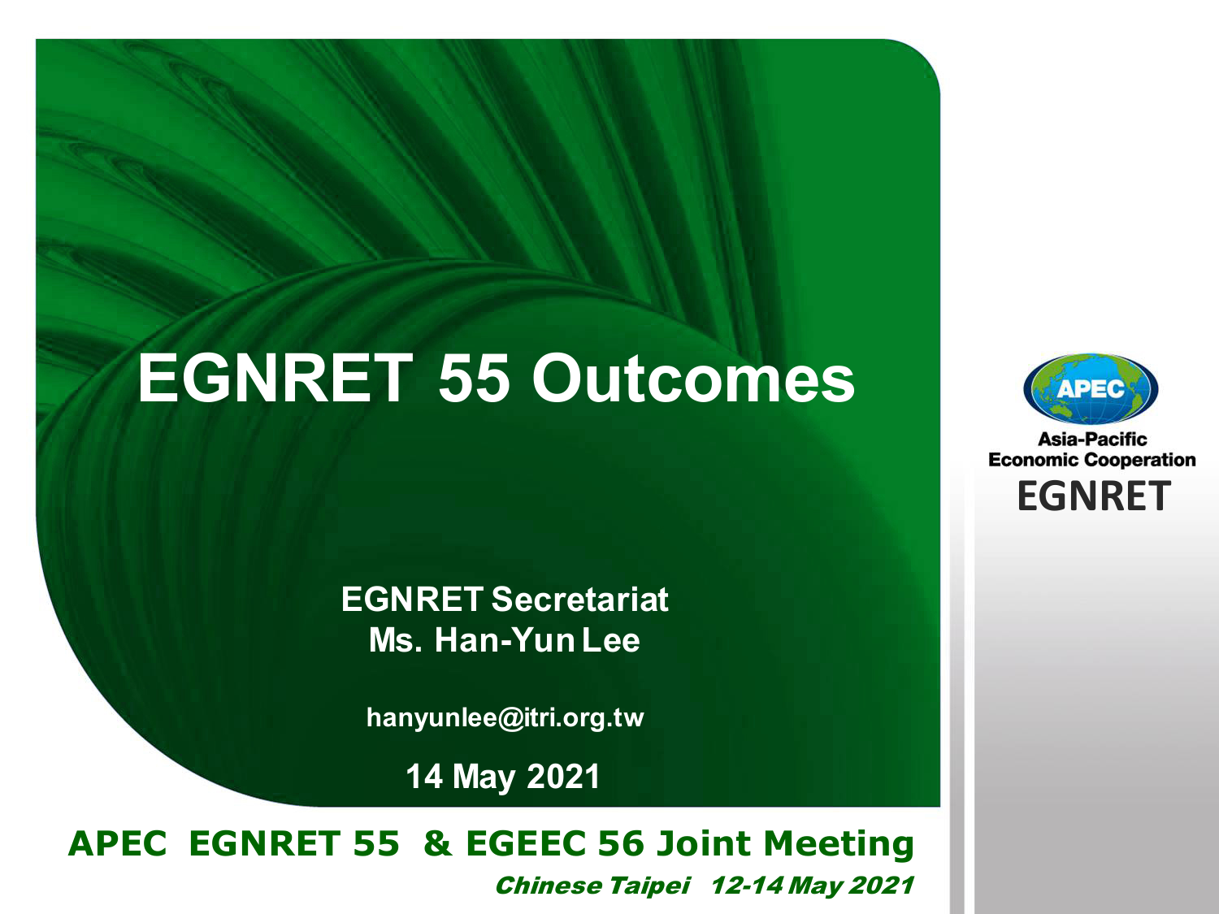# EGNRET 55 Outcomes

**EGNRET Secretariat**
**Ms. Han-Yun Lee**

**hanyunlee@itri.org.tw**

**14 May 2021**

Asia-Pacific Economic Cooperation
EGNRET

**APEC EGNRET 55 & EGEEC 56 Joint Meeting**

***Chinese Taipei 12-14 May 2021***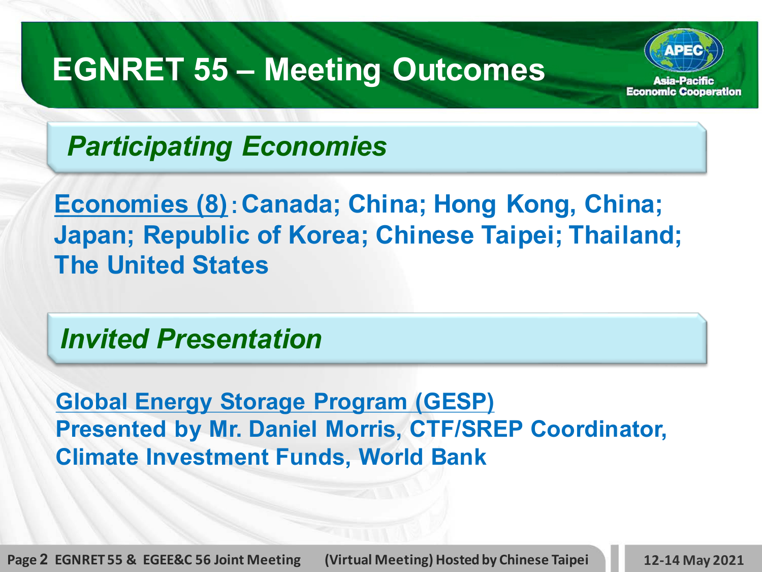# EGNRET 55 – Meeting Outcomes

## *Participating Economies*

**Economies (8): Canada; China; Hong Kong, China; Japan; Republic of Korea; Chinese Taipei; Thailand; The United States**

## *Invited Presentation*

**Global Energy Storage Program (GESP)**
**Presented by Mr. Daniel Morris, CTF/SREP Coordinator, Climate Investment Funds, World Bank**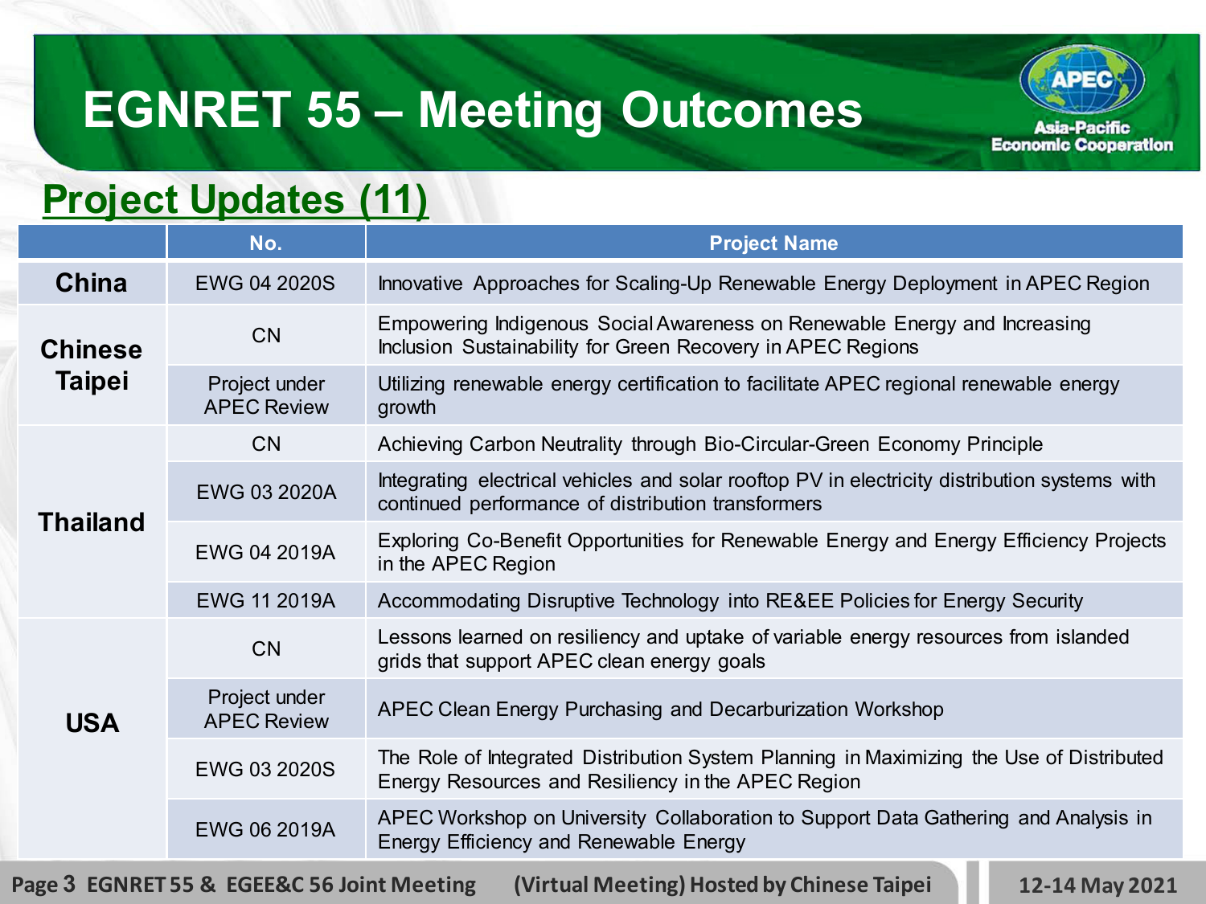# EGNRET 55 – Meeting Outcomes

## Project Updates (11)

| | No. | Project Name |
|---|---|---|
| China | EWG 04 2020S | Innovative Approaches for Scaling-Up Renewable Energy Deployment in APEC Region |
| Chinese Taipei | CN | Empowering Indigenous Social Awareness on Renewable Energy and Increasing Inclusion Sustainability for Green Recovery in APEC Regions |
| | Project under APEC Review | Utilizing renewable energy certification to facilitate APEC regional renewable energy growth |
| Thailand | CN | Achieving Carbon Neutrality through Bio-Circular-Green Economy Principle |
| | EWG 03 2020A | Integrating electrical vehicles and solar rooftop PV in electricity distribution systems with continued performance of distribution transformers |
| | EWG 04 2019A | Exploring Co-Benefit Opportunities for Renewable Energy and Energy Efficiency Projects in the APEC Region |
| | EWG 11 2019A | Accommodating Disruptive Technology into RE&EE Policies for Energy Security |
| USA | CN | Lessons learned on resiliency and uptake of variable energy resources from islanded grids that support APEC clean energy goals |
| | Project under APEC Review | APEC Clean Energy Purchasing and Decarburization Workshop |
| | EWG 03 2020S | The Role of Integrated Distribution System Planning in Maximizing the Use of Distributed Energy Resources and Resiliency in the APEC Region |
| | EWG 06 2019A | APEC Workshop on University Collaboration to Support Data Gathering and Analysis in Energy Efficiency and Renewable Energy |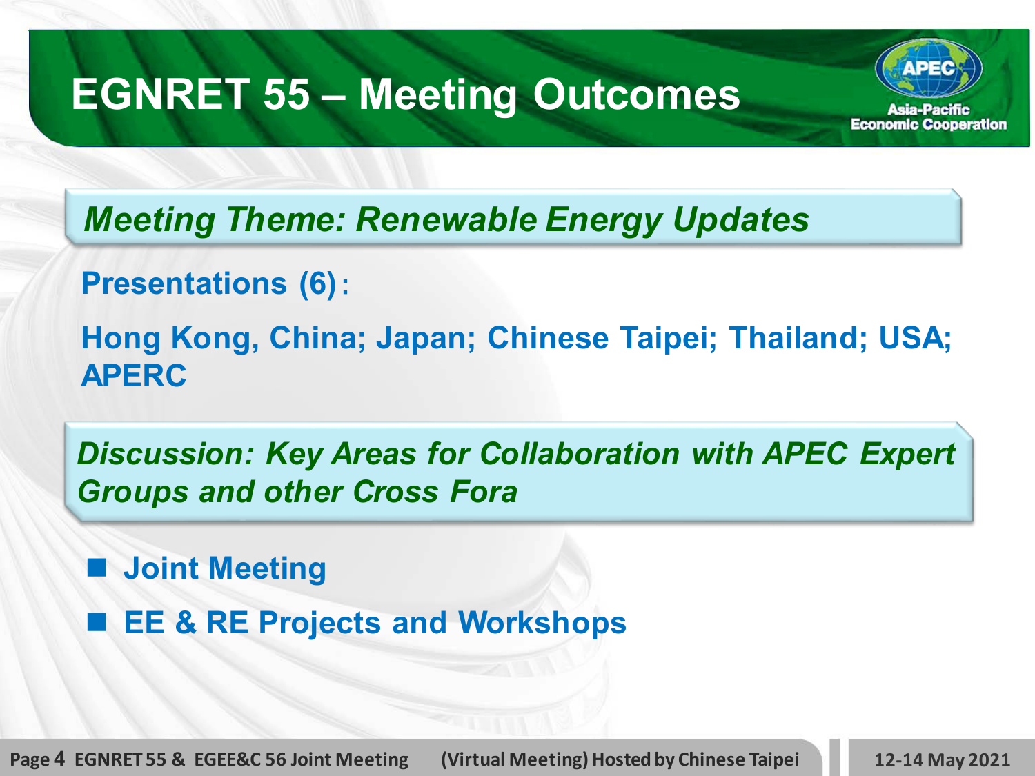# EGNRET 55 – Meeting Outcomes

## *Meeting Theme: Renewable Energy Updates*

**Presentations (6):**

**Hong Kong, China; Japan; Chinese Taipei; Thailand; USA; APERC**

## *Discussion: Key Areas for Collaboration with APEC Expert Groups and other Cross Fora*

- **Joint Meeting**
- **EE & RE Projects and Workshops**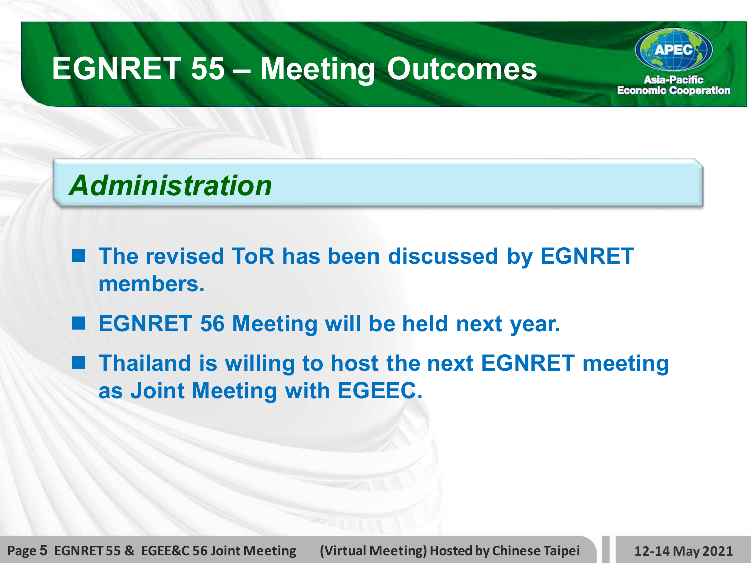# EGNRET 55 – Meeting Outcomes

## *Administration*

- The revised ToR has been discussed by EGNRET members.
- EGNRET 56 Meeting will be held next year.
- Thailand is willing to host the next EGNRET meeting as Joint Meeting with EGEEC.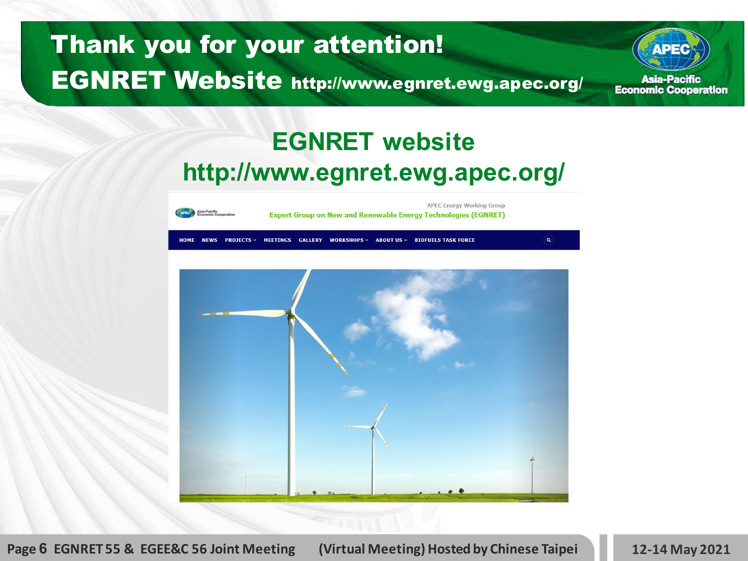# Thank you for your attention!

# EGNRET Website http://www.egnret.ewg.apec.org/

## EGNRET website
## http://www.egnret.ewg.apec.org/

APEC Energy Working Group

Expert Group on New and Renewable Energy Technologies (EGNRET)

HOME NEWS PROJECTS MEETINGS GALLERY WORKSHOPS ABOUT US BIOFUELS TASK FORCE